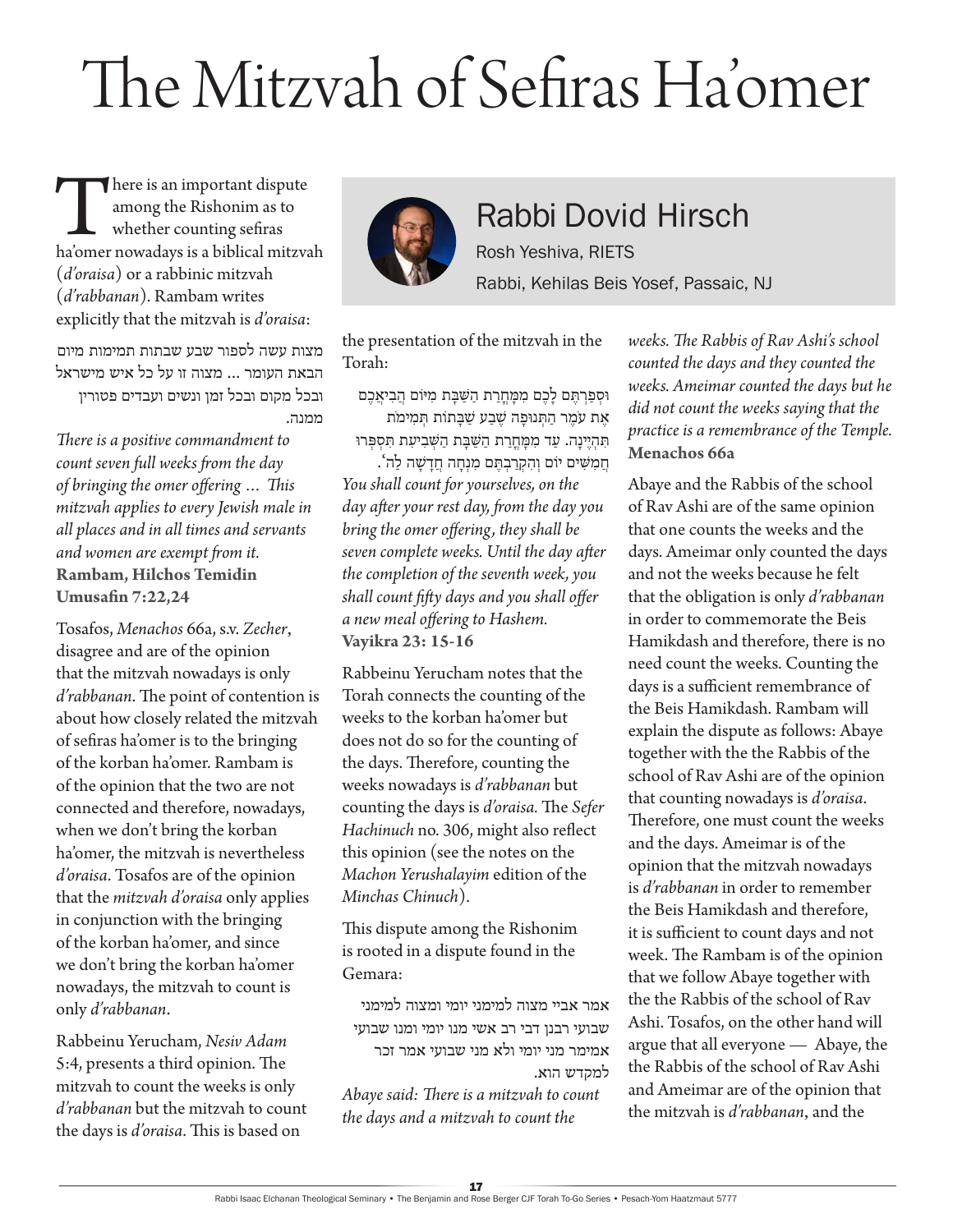# The Mitzvah of Sefiras Ha'omer

## Rabbi Dovid Hirsch

Rosh Yeshiva, RIETS

Rabbi, Kehilas Beis Yosef, Passaic, NJ

There is an important dispute among the Rishonim as to whether counting sefiras ha'omer nowadays is a biblical mitzvah (*d'oraisa*) or a rabbinic mitzvah (*d'rabbanan*). Rambam writes explicitly that the mitzvah is *d'oraisa*:

מצות עשה לספור שבע שבתות תמימות מיום הבאת העומר ... מצוה זו על כל איש מישראל ובכל מקום ובכל זמן ונשים ועבדים פטורין ממנה.

*There is a positive commandment to count seven full weeks from the day of bringing the omer offering … This mitzvah applies to every Jewish male in all places and in all times and servants and women are exempt from it.*
**Rambam, Hilchos Temidin Umusafin 7:22,24**

Tosafos, *Menachos* 66a, s.v. *Zecher*, disagree and are of the opinion that the mitzvah nowadays is only *d'rabbanan*. The point of contention is about how closely related the mitzvah of sefiras ha'omer is to the bringing of the korban ha'omer. Rambam is of the opinion that the two are not connected and therefore, nowadays, when we don't bring the korban ha'omer, the mitzvah is nevertheless *d'oraisa*. Tosafos are of the opinion that the *mitzvah d'oraisa* only applies in conjunction with the bringing of the korban ha'omer, and since we don't bring the korban ha'omer nowadays, the mitzvah to count is only *d'rabbanan*.

Rabbeinu Yerucham, *Nesiv Adam* 5:4, presents a third opinion. The mitzvah to count the weeks is only *d'rabbanan* but the mitzvah to count the days is *d'oraisa*. This is based on the presentation of the mitzvah in the Torah:

וּסְפַרְתֶּם לָכֶם מִמָּחֳרַת הַשַּׁבָּת מִיּוֹם הֲבִיאֲכֶם אֶת עֹמֶר הַתְּנוּפָה שֶׁבַע שַׁבָּתוֹת תְּמִימֹת תִּהְיֶינָה. עַד מִמָּחֳרַת הַשַּׁבָּת הַשְּׁבִיעִת תִּסְפְּרוּ חֲמִשִּׁים יוֹם וְהִקְרַבְתֶּם מִנְחָה חֲדָשָׁה לַה'.

*You shall count for yourselves, on the day after your rest day, from the day you bring the omer offering, they shall be seven complete weeks. Until the day after the completion of the seventh week, you shall count fifty days and you shall offer a new meal offering to Hashem.*
**Vayikra 23: 15-16**

Rabbeinu Yerucham notes that the Torah connects the counting of the weeks to the korban ha'omer but does not do so for the counting of the days. Therefore, counting the weeks nowadays is *d'rabbanan* but counting the days is *d'oraisa.* The *Sefer Hachinuch* no. 306, might also reflect this opinion (see the notes on the *Machon Yerushalayim* edition of the *Minchas Chinuch*).

This dispute among the Rishonim is rooted in a dispute found in the Gemara:

אמר אביי מצוה למימני יומי ומצוה למימני שבועי רבנן דבי רב אשי מנו יומי ומנו שבועי אמימר מני יומי ולא מני שבועי אמר זכר למקדש הוא.

*Abaye said: There is a mitzvah to count the days and a mitzvah to count the weeks. The Rabbis of Rav Ashi's school counted the days and they counted the weeks. Ameimar counted the days but he did not count the weeks saying that the practice is a remembrance of the Temple.*
**Menachos 66a**

Abaye and the Rabbis of the school of Rav Ashi are of the same opinion that one counts the weeks and the days. Ameimar only counted the days and not the weeks because he felt that the obligation is only *d'rabbanan* in order to commemorate the Beis Hamikdash and therefore, there is no need count the weeks. Counting the days is a sufficient remembrance of the Beis Hamikdash. Rambam will explain the dispute as follows: Abaye together with the the Rabbis of the school of Rav Ashi are of the opinion that counting nowadays is *d'oraisa*. Therefore, one must count the weeks and the days. Ameimar is of the opinion that the mitzvah nowadays is *d'rabbanan* in order to remember the Beis Hamikdash and therefore, it is sufficient to count days and not week. The Rambam is of the opinion that we follow Abaye together with the the Rabbis of the school of Rav Ashi. Tosafos, on the other hand will argue that all everyone — Abaye, the the Rabbis of the school of Rav Ashi and Ameimar are of the opinion that the mitzvah is *d'rabbanan*, and the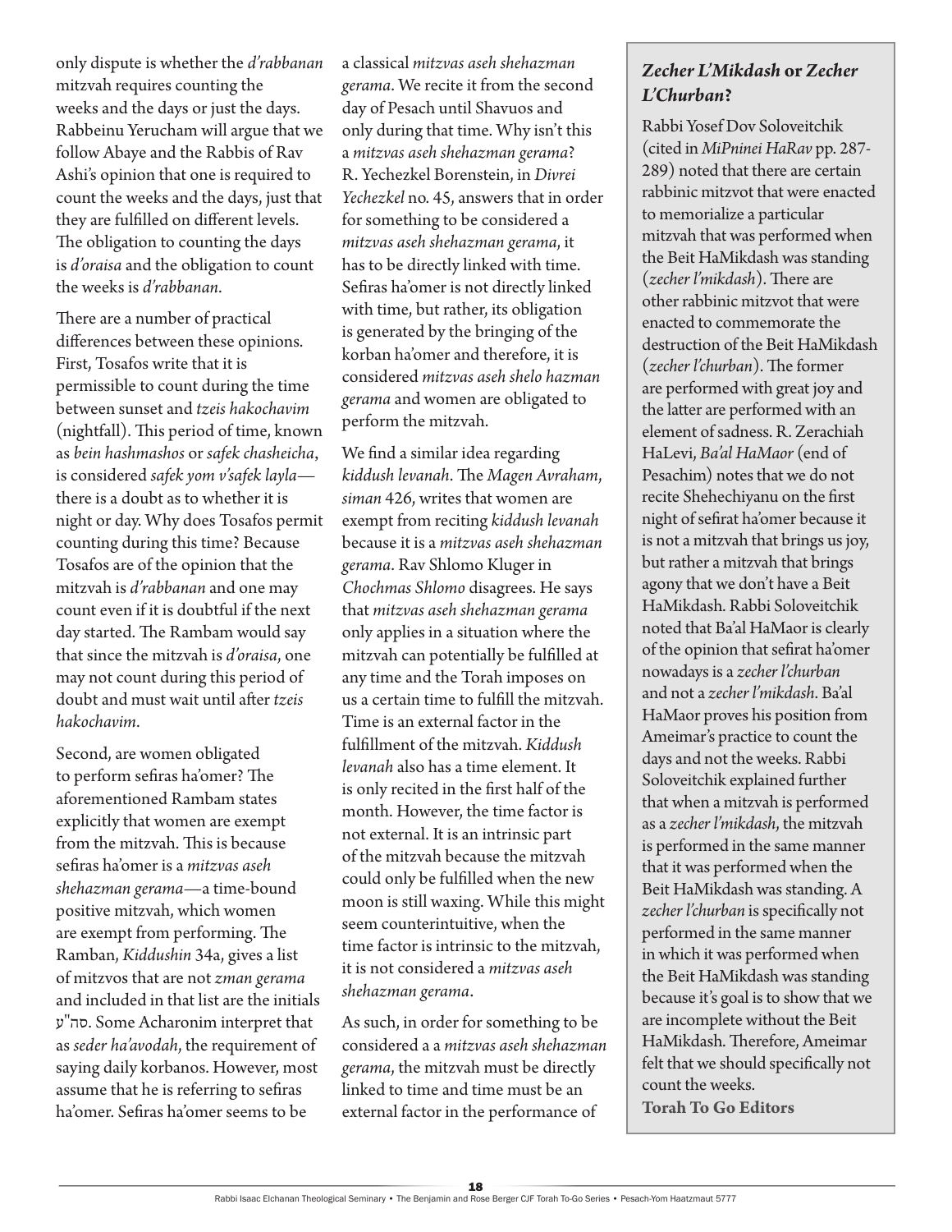only dispute is whether the *d'rabbanan* mitzvah requires counting the weeks and the days or just the days. Rabbeinu Yerucham will argue that we follow Abaye and the Rabbis of Rav Ashi's opinion that one is required to count the weeks and the days, just that they are fulfilled on different levels. The obligation to counting the days is *d'oraisa* and the obligation to count the weeks is *d'rabbanan*.

There are a number of practical differences between these opinions. First, Tosafos write that it is permissible to count during the time between sunset and *tzeis hakochavim* (nightfall). This period of time, known as *bein hashmashos* or *safek chasheicha*, is considered *safek yom v'safek layla*— there is a doubt as to whether it is night or day. Why does Tosafos permit counting during this time? Because Tosafos are of the opinion that the mitzvah is *d'rabbanan* and one may count even if it is doubtful if the next day started. The Rambam would say that since the mitzvah is *d'oraisa*, one may not count during this period of doubt and must wait until after *tzeis hakochavim*.

Second, are women obligated to perform sefiras ha'omer? The aforementioned Rambam states explicitly that women are exempt from the mitzvah. This is because sefiras ha'omer is a *mitzvas aseh shehazman gerama*—a time-bound positive mitzvah, which women are exempt from performing. The Ramban, *Kiddushin* 34a, gives a list of mitzvos that are not *zman gerama* and included in that list are the initials סה"ע. Some Acharonim interpret that as *seder ha'avodah*, the requirement of saying daily korbanos. However, most assume that he is referring to sefiras ha'omer. Sefiras ha'omer seems to be a classical *mitzvas aseh shehazman gerama*. We recite it from the second day of Pesach until Shavuos and only during that time. Why isn't this a *mitzvas aseh shehazman gerama*? R. Yechezkel Borenstein, in *Divrei Yechezkel* no. 45, answers that in order for something to be considered a *mitzvas aseh shehazman gerama*, it has to be directly linked with time. Sefiras ha'omer is not directly linked with time, but rather, its obligation is generated by the bringing of the korban ha'omer and therefore, it is considered *mitzvas aseh shelo hazman gerama* and women are obligated to perform the mitzvah.

We find a similar idea regarding *kiddush levanah*. The *Magen Avraham*, *siman* 426, writes that women are exempt from reciting *kiddush levanah* because it is a *mitzvas aseh shehazman gerama*. Rav Shlomo Kluger in *Chochmas Shlomo* disagrees. He says that *mitzvas aseh shehazman gerama* only applies in a situation where the mitzvah can potentially be fulfilled at any time and the Torah imposes on us a certain time to fulfill the mitzvah. Time is an external factor in the fulfillment of the mitzvah. *Kiddush levanah* also has a time element. It is only recited in the first half of the month. However, the time factor is not external. It is an intrinsic part of the mitzvah because the mitzvah could only be fulfilled when the new moon is still waxing. While this might seem counterintuitive, when the time factor is intrinsic to the mitzvah, it is not considered a *mitzvas aseh shehazman gerama*.

As such, in order for something to be considered a a *mitzvas aseh shehazman gerama*, the mitzvah must be directly linked to time and time must be an external factor in the performance of

### *Zecher L'Mikdash* or *Zecher L'Churban*?

Rabbi Yosef Dov Soloveitchik (cited in *MiPninei HaRav* pp. 287-289) noted that there are certain rabbinic mitzvot that were enacted to memorialize a particular mitzvah that was performed when the Beit HaMikdash was standing (*zecher l'mikdash*). There are other rabbinic mitzvot that were enacted to commemorate the destruction of the Beit HaMikdash (*zecher l'churban*). The former are performed with great joy and the latter are performed with an element of sadness. R. Zerachiah HaLevi, *Ba'al HaMaor* (end of Pesachim) notes that we do not recite Shehechiyanu on the first night of sefirat ha'omer because it is not a mitzvah that brings us joy, but rather a mitzvah that brings agony that we don't have a Beit HaMikdash. Rabbi Soloveitchik noted that Ba'al HaMaor is clearly of the opinion that sefirat ha'omer nowadays is a *zecher l'churban* and not a *zecher l'mikdash*. Ba'al HaMaor proves his position from Ameimar's practice to count the days and not the weeks. Rabbi Soloveitchik explained further that when a mitzvah is performed as a *zecher l'mikdash*, the mitzvah is performed in the same manner that it was performed when the Beit HaMikdash was standing. A *zecher l'churban* is specifically not performed in the same manner in which it was performed when the Beit HaMikdash was standing because it's goal is to show that we are incomplete without the Beit HaMikdash. Therefore, Ameimar felt that we should specifically not count the weeks.

**Torah To Go Editors**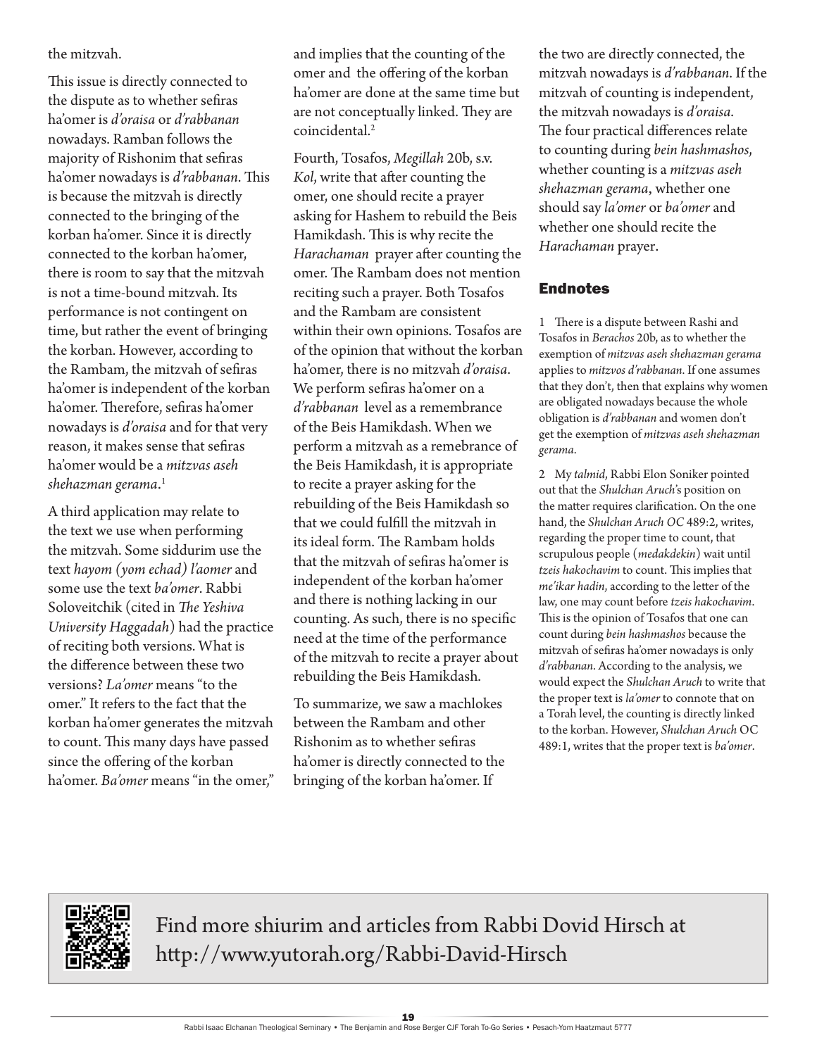the mitzvah.

This issue is directly connected to the dispute as to whether sefiras ha'omer is *d'oraisa* or *d'rabbanan* nowadays. Ramban follows the majority of Rishonim that sefiras ha'omer nowadays is *d'rabbanan*. This is because the mitzvah is directly connected to the bringing of the korban ha'omer. Since it is directly connected to the korban ha'omer, there is room to say that the mitzvah is not a time-bound mitzvah. Its performance is not contingent on time, but rather the event of bringing the korban. However, according to the Rambam, the mitzvah of sefiras ha'omer is independent of the korban ha'omer. Therefore, sefiras ha'omer nowadays is *d'oraisa* and for that very reason, it makes sense that sefiras ha'omer would be a *mitzvas aseh shehazman gerama*.[1]

A third application may relate to the text we use when performing the mitzvah. Some siddurim use the text *hayom (yom echad) l'aomer* and some use the text *ba'omer*. Rabbi Soloveitchik (cited in *The Yeshiva University Haggadah*) had the practice of reciting both versions. What is the difference between these two versions? *La'omer* means "to the omer." It refers to the fact that the korban ha'omer generates the mitzvah to count. This many days have passed since the offering of the korban ha'omer. *Ba'omer* means "in the omer," and implies that the counting of the omer and the offering of the korban ha'omer are done at the same time but are not conceptually linked. They are coincidental.[2]

Fourth, Tosafos, *Megillah* 20b, s.v. *Kol*, write that after counting the omer, one should recite a prayer asking for Hashem to rebuild the Beis Hamikdash. This is why recite the *Harachaman* prayer after counting the omer. The Rambam does not mention reciting such a prayer. Both Tosafos and the Rambam are consistent within their own opinions. Tosafos are of the opinion that without the korban ha'omer, there is no mitzvah *d'oraisa*. We perform sefiras ha'omer on a *d'rabbanan* level as a remembrance of the Beis Hamikdash. When we perform a mitzvah as a remebrance of the Beis Hamikdash, it is appropriate to recite a prayer asking for the rebuilding of the Beis Hamikdash so that we could fulfill the mitzvah in its ideal form. The Rambam holds that the mitzvah of sefiras ha'omer is independent of the korban ha'omer and there is nothing lacking in our counting. As such, there is no specific need at the time of the performance of the mitzvah to recite a prayer about rebuilding the Beis Hamikdash.

To summarize, we saw a machlokes between the Rambam and other Rishonim as to whether sefiras ha'omer is directly connected to the bringing of the korban ha'omer. If the two are directly connected, the mitzvah nowadays is *d'rabbanan*. If the mitzvah of counting is independent, the mitzvah nowadays is *d'oraisa*. The four practical differences relate to counting during *bein hashmashos*, whether counting is a *mitzvas aseh shehazman gerama*, whether one should say *la'omer* or *ba'omer* and whether one should recite the *Harachaman* prayer.

## Endnotes

1 There is a dispute between Rashi and Tosafos in *Berachos* 20b, as to whether the exemption of *mitzvas aseh shehazman gerama* applies to *mitzvos d'rabbanan*. If one assumes that they don't, then that explains why women are obligated nowadays because the whole obligation is *d'rabbanan* and women don't get the exemption of *mitzvas aseh shehazman gerama*.

2 My *talmid*, Rabbi Elon Soniker pointed out that the *Shulchan Aruch*'s position on the matter requires clarification. On the one hand, the *Shulchan Aruch OC* 489:2, writes, regarding the proper time to count, that scrupulous people (*medakdekin*) wait until *tzeis hakochavim* to count. This implies that *me'ikar hadin*, according to the letter of the law, one may count before *tzeis hakochavim*. This is the opinion of Tosafos that one can count during *bein hashmashos* because the mitzvah of sefiras ha'omer nowadays is only *d'rabbanan*. According to the analysis, we would expect the *Shulchan Aruch* to write that the proper text is *la'omer* to connote that on a Torah level, the counting is directly linked to the korban. However, *Shulchan Aruch* OC 489:1, writes that the proper text is *ba'omer*.

Find more shiurim and articles from Rabbi Dovid Hirsch at http://www.yutorah.org/Rabbi-David-Hirsch